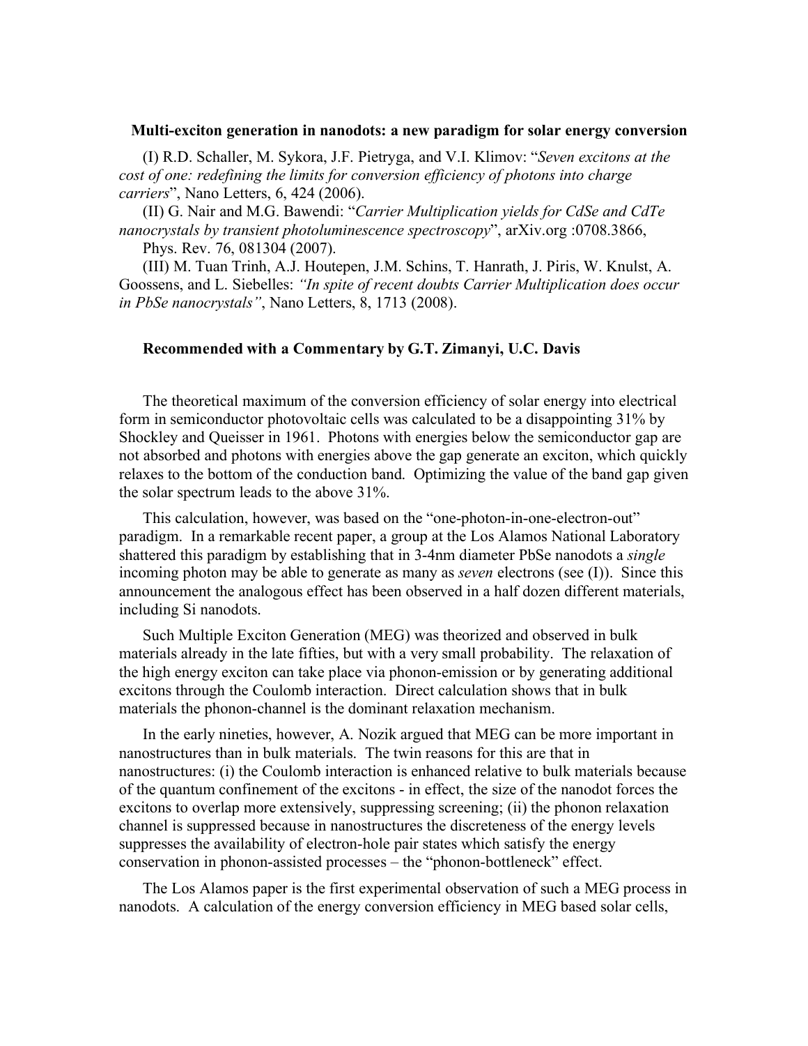**Multi-exciton generation in nanodots: a new paradigm for solar energy conversion**

(I) R.D. Schaller, M. Sykora, J.F. Pietryga, and V.I. Klimov: "*Seven excitons at the cost of one: redefining the limits for conversion efficiency of photons into charge carriers*", Nano Letters, 6, 424 (2006).

(II) G. Nair and M.G. Bawendi: "*Carrier Multiplication yields for CdSe and CdTe nanocrystals by transient photoluminescence spectroscopy*", arXiv.org :0708.3866, Phys. Rev. 76, 081304 (2007).

(III) M. Tuan Trinh, A.J. Houtepen, J.M. Schins, T. Hanrath, J. Piris, W. Knulst, A. Goossens, and L. Siebelles: *"In spite of recent doubts Carrier Multiplication does occur in PbSe nanocrystals"*, Nano Letters, 8, 1713 (2008).

**Recommended with a Commentary by G.T. Zimanyi, U.C. Davis**

The theoretical maximum of the conversion efficiency of solar energy into electrical form in semiconductor photovoltaic cells was calculated to be a disappointing 31% by Shockley and Queisser in 1961. Photons with energies below the semiconductor gap are not absorbed and photons with energies above the gap generate an exciton, which quickly relaxes to the bottom of the conduction band. Optimizing the value of the band gap given the solar spectrum leads to the above 31%.

This calculation, however, was based on the "one-photon-in-one-electron-out" paradigm. In a remarkable recent paper, a group at the Los Alamos National Laboratory shattered this paradigm by establishing that in 3-4nm diameter PbSe nanodots a *single* incoming photon may be able to generate as many as *seven* electrons (see (I)). Since this announcement the analogous effect has been observed in a half dozen different materials, including Si nanodots.

Such Multiple Exciton Generation (MEG) was theorized and observed in bulk materials already in the late fifties, but with a very small probability. The relaxation of the high energy exciton can take place via phonon-emission or by generating additional excitons through the Coulomb interaction. Direct calculation shows that in bulk materials the phonon-channel is the dominant relaxation mechanism.

In the early nineties, however, A. Nozik argued that MEG can be more important in nanostructures than in bulk materials. The twin reasons for this are that in nanostructures: (i) the Coulomb interaction is enhanced relative to bulk materials because of the quantum confinement of the excitons - in effect, the size of the nanodot forces the excitons to overlap more extensively, suppressing screening; (ii) the phonon relaxation channel is suppressed because in nanostructures the discreteness of the energy levels suppresses the availability of electron-hole pair states which satisfy the energy conservation in phonon-assisted processes – the "phonon-bottleneck" effect.

The Los Alamos paper is the first experimental observation of such a MEG process in nanodots. A calculation of the energy conversion efficiency in MEG based solar cells,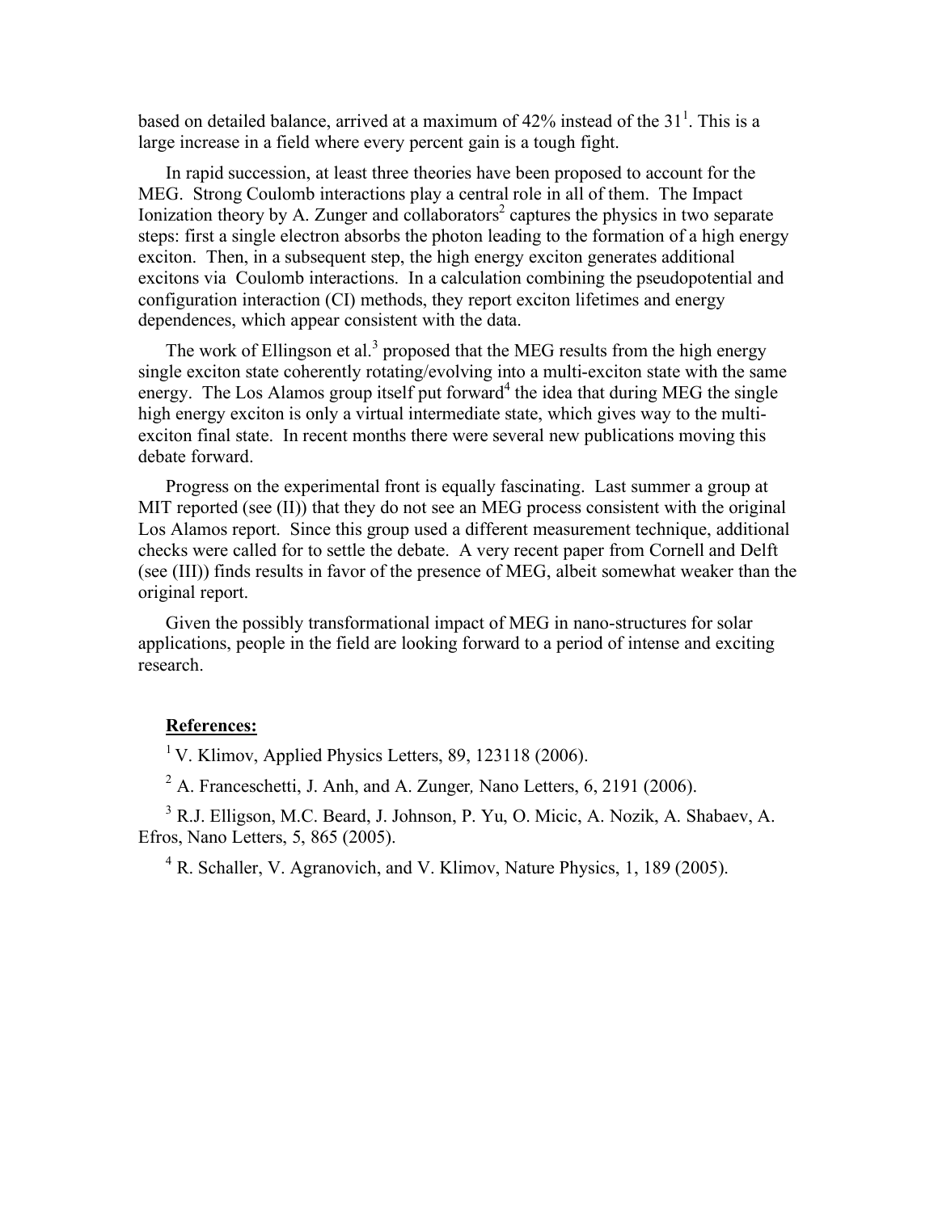based on detailed balance, arrived at a maximum of 42% instead of the 31[1]. This is a large increase in a field where every percent gain is a tough fight.

In rapid succession, at least three theories have been proposed to account for the MEG. Strong Coulomb interactions play a central role in all of them. The Impact Ionization theory by A. Zunger and collaborators[2] captures the physics in two separate steps: first a single electron absorbs the photon leading to the formation of a high energy exciton. Then, in a subsequent step, the high energy exciton generates additional excitons via Coulomb interactions. In a calculation combining the pseudopotential and configuration interaction (CI) methods, they report exciton lifetimes and energy dependences, which appear consistent with the data.

The work of Ellingson et al.[3] proposed that the MEG results from the high energy single exciton state coherently rotating/evolving into a multi-exciton state with the same energy. The Los Alamos group itself put forward[4] the idea that during MEG the single high energy exciton is only a virtual intermediate state, which gives way to the multi-exciton final state. In recent months there were several new publications moving this debate forward.

Progress on the experimental front is equally fascinating. Last summer a group at MIT reported (see (II)) that they do not see an MEG process consistent with the original Los Alamos report. Since this group used a different measurement technique, additional checks were called for to settle the debate. A very recent paper from Cornell and Delft (see (III)) finds results in favor of the presence of MEG, albeit somewhat weaker than the original report.

Given the possibly transformational impact of MEG in nano-structures for solar applications, people in the field are looking forward to a period of intense and exciting research.

**References:**

[1] V. Klimov, Applied Physics Letters, 89, 123118 (2006).

[2] A. Franceschetti, J. Anh, and A. Zunger*,* Nano Letters, 6, 2191 (2006).

[3] R.J. Elligson, M.C. Beard, J. Johnson, P. Yu, O. Micic, A. Nozik, A. Shabaev, A. Efros, Nano Letters, 5, 865 (2005).

[4] R. Schaller, V. Agranovich, and V. Klimov, Nature Physics, 1, 189 (2005).